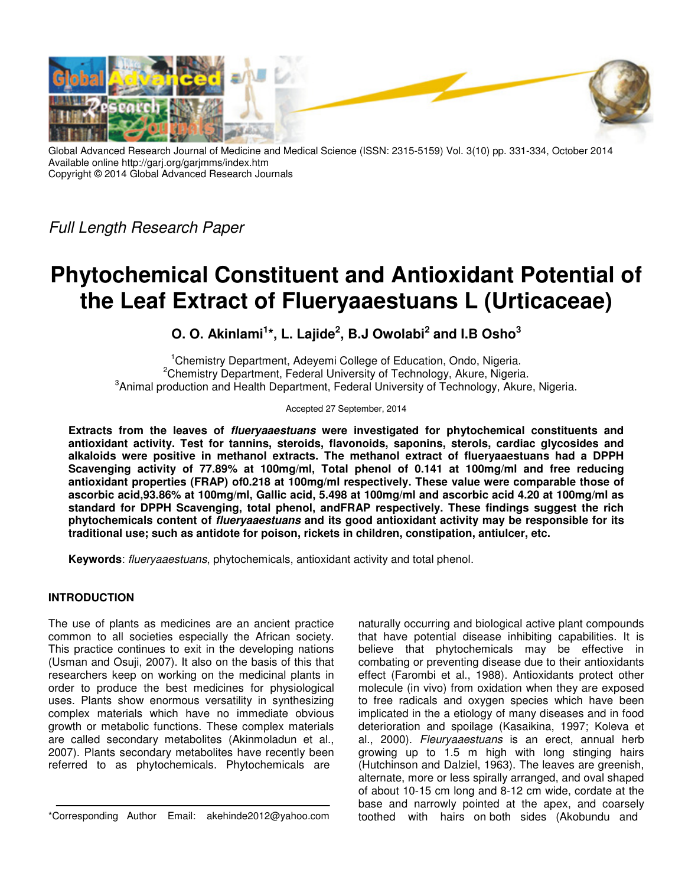Global Advanced Research Journal of Medicine and Medical Science (ISSN: 2315-5159) Vol. 3(10) pp. 331-334, October 2014
Available online http://garj.org/garjmms/index.htm
Copyright © 2014 Global Advanced Research Journals

*Full Length Research Paper*

# Phytochemical Constituent and Antioxidant Potential of the Leaf Extract of Flueryaaestuans L (Urticaceae)

**O. O. Akinlami[1]*, L. Lajide[2], B.J Owolabi[2] and I.B Osho[3]**

[1]Chemistry Department, Adeyemi College of Education, Ondo, Nigeria.
[2]Chemistry Department, Federal University of Technology, Akure, Nigeria.
[3]Animal production and Health Department, Federal University of Technology, Akure, Nigeria.

Accepted 27 September, 2014

**Extracts from the leaves of *flueryaaestuans* were investigated for phytochemical constituents and antioxidant activity. Test for tannins, steroids, flavonoids, saponins, sterols, cardiac glycosides and alkaloids were positive in methanol extracts. The methanol extract of flueryaaestuans had a DPPH Scavenging activity of 77.89% at 100mg/ml, Total phenol of 0.141 at 100mg/ml and free reducing antioxidant properties (FRAP) of0.218 at 100mg/ml respectively. These value were comparable those of ascorbic acid,93.86% at 100mg/ml, Gallic acid, 5.498 at 100mg/ml and ascorbic acid 4.20 at 100mg/ml as standard for DPPH Scavenging, total phenol, andFRAP respectively. These findings suggest the rich phytochemicals content of *flueryaaestuans* and its good antioxidant activity may be responsible for its traditional use; such as antidote for poison, rickets in children, constipation, antiulcer, etc.**

**Keywords**: *flueryaaestuans*, phytochemicals, antioxidant activity and total phenol.

## INTRODUCTION

The use of plants as medicines are an ancient practice common to all societies especially the African society. This practice continues to exit in the developing nations (Usman and Osuji, 2007). It also on the basis of this that researchers keep on working on the medicinal plants in order to produce the best medicines for physiological uses. Plants show enormous versatility in synthesizing complex materials which have no immediate obvious growth or metabolic functions. These complex materials are called secondary metabolites (Akinmoladun et al., 2007). Plants secondary metabolites have recently been referred to as phytochemicals. Phytochemicals are naturally occurring and biological active plant compounds that have potential disease inhibiting capabilities. It is believe that phytochemicals may be effective in combating or preventing disease due to their antioxidants effect (Farombi et al., 1988). Antioxidants protect other molecule (in vivo) from oxidation when they are exposed to free radicals and oxygen species which have been implicated in the a etiology of many diseases and in food deterioration and spoilage (Kasaikina, 1997; Koleva et al., 2000). *Fleuryaaestuans* is an erect, annual herb growing up to 1.5 m high with long stinging hairs (Hutchinson and Dalziel, 1963). The leaves are greenish, alternate, more or less spirally arranged, and oval shaped of about 10-15 cm long and 8-12 cm wide, cordate at the base and narrowly pointed at the apex, and coarsely toothed with hairs on both sides (Akobundu and

*Corresponding Author Email: akehinde2012@yahoo.com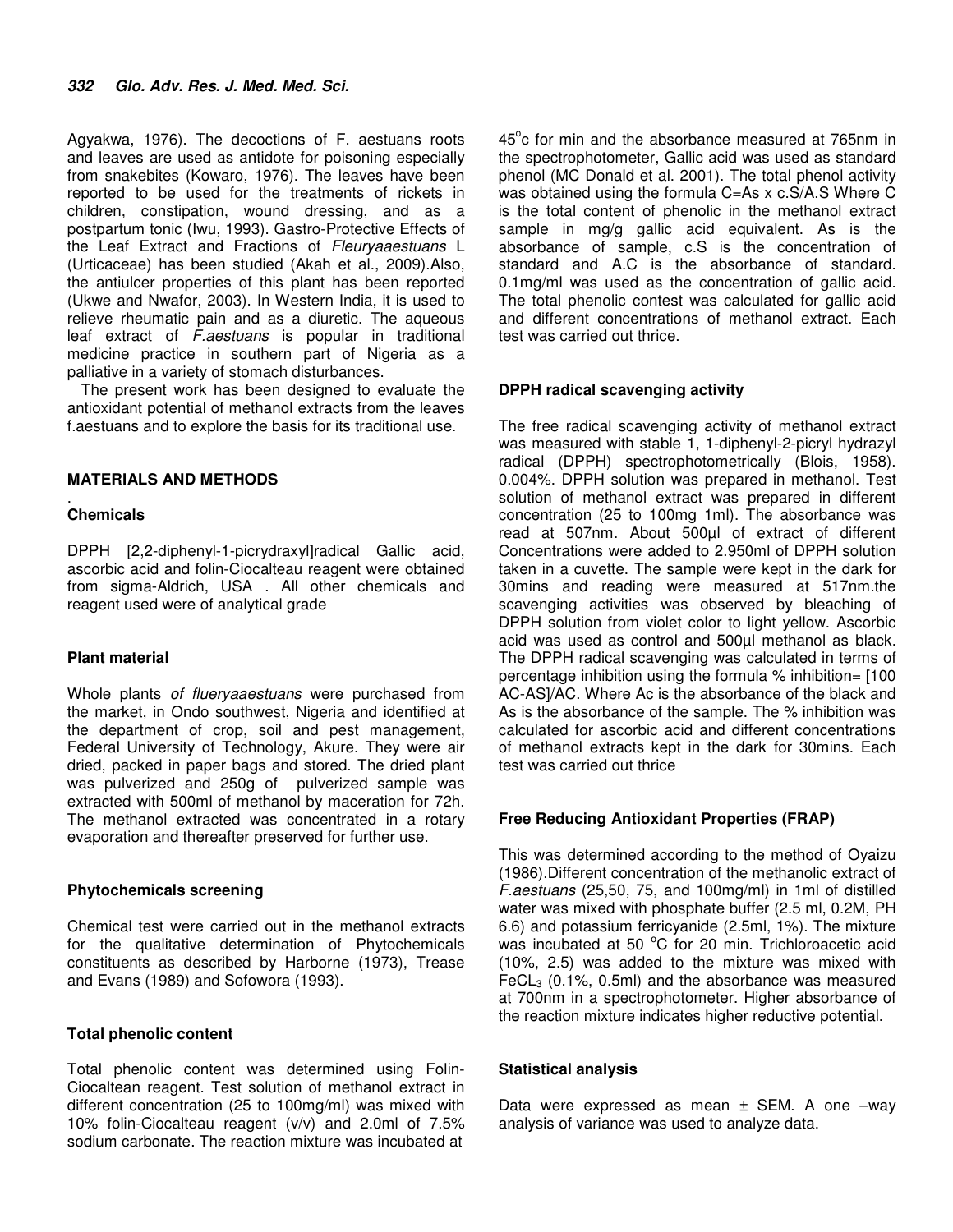Agyakwa, 1976). The decoctions of F. aestuans roots and leaves are used as antidote for poisoning especially from snakebites (Kowaro, 1976). The leaves have been reported to be used for the treatments of rickets in children, constipation, wound dressing, and as a postpartum tonic (Iwu, 1993). Gastro-Protective Effects of the Leaf Extract and Fractions of *Fleuryaaestuans* L (Urticaceae) has been studied (Akah et al., 2009).Also, the antiulcer properties of this plant has been reported (Ukwe and Nwafor, 2003). In Western India, it is used to relieve rheumatic pain and as a diuretic. The aqueous leaf extract of *F.aestuans* is popular in traditional medicine practice in southern part of Nigeria as a palliative in a variety of stomach disturbances.

The present work has been designed to evaluate the antioxidant potential of methanol extracts from the leaves f.aestuans and to explore the basis for its traditional use.

## MATERIALS AND METHODS

.

### Chemicals

DPPH [2,2-diphenyl-1-picrydraxyl]radical Gallic acid, ascorbic acid and folin-Ciocalteau reagent were obtained from sigma-Aldrich, USA . All other chemicals and reagent used were of analytical grade

### Plant material

Whole plants *of flueryaaestuans* were purchased from the market, in Ondo southwest, Nigeria and identified at the department of crop, soil and pest management, Federal University of Technology, Akure. They were air dried, packed in paper bags and stored. The dried plant was pulverized and 250g of pulverized sample was extracted with 500ml of methanol by maceration for 72h. The methanol extracted was concentrated in a rotary evaporation and thereafter preserved for further use.

### Phytochemicals screening

Chemical test were carried out in the methanol extracts for the qualitative determination of Phytochemicals constituents as described by Harborne (1973), Trease and Evans (1989) and Sofowora (1993).

### Total phenolic content

Total phenolic content was determined using Folin-Ciocaltean reagent. Test solution of methanol extract in different concentration (25 to 100mg/ml) was mixed with 10% folin-Ciocalteau reagent (v/v) and 2.0ml of 7.5% sodium carbonate. The reaction mixture was incubated at 45$^{o}$c for min and the absorbance measured at 765nm in the spectrophotometer, Gallic acid was used as standard phenol (MC Donald et al. 2001). The total phenol activity was obtained using the formula C=As x c.S/A.S Where C is the total content of phenolic in the methanol extract sample in mg/g gallic acid equivalent. As is the absorbance of sample, c.S is the concentration of standard and A.C is the absorbance of standard. 0.1mg/ml was used as the concentration of gallic acid. The total phenolic contest was calculated for gallic acid and different concentrations of methanol extract. Each test was carried out thrice.

### DPPH radical scavenging activity

The free radical scavenging activity of methanol extract was measured with stable 1, 1-diphenyl-2-picryl hydrazyl radical (DPPH) spectrophotometrically (Blois, 1958). 0.004%. DPPH solution was prepared in methanol. Test solution of methanol extract was prepared in different concentration (25 to 100mg 1ml). The absorbance was read at 507nm. About 500µl of extract of different Concentrations were added to 2.950ml of DPPH solution taken in a cuvette. The sample were kept in the dark for 30mins and reading were measured at 517nm.the scavenging activities was observed by bleaching of DPPH solution from violet color to light yellow. Ascorbic acid was used as control and 500µl methanol as black. The DPPH radical scavenging was calculated in terms of percentage inhibition using the formula % inhibition= [100 AC-AS]/AC. Where Ac is the absorbance of the black and As is the absorbance of the sample. The % inhibition was calculated for ascorbic acid and different concentrations of methanol extracts kept in the dark for 30mins. Each test was carried out thrice

### Free Reducing Antioxidant Properties (FRAP)

This was determined according to the method of Oyaizu (1986).Different concentration of the methanolic extract of *F.aestuans* (25,50, 75, and 100mg/ml) in 1ml of distilled water was mixed with phosphate buffer (2.5 ml, 0.2M, PH 6.6) and potassium ferricyanide (2.5ml, 1%). The mixture was incubated at 50 $^{o}$C for 20 min. Trichloroacetic acid (10%, 2.5) was added to the mixture was mixed with $FeCL_3$ (0.1%, 0.5ml) and the absorbance was measured at 700nm in a spectrophotometer. Higher absorbance of the reaction mixture indicates higher reductive potential.

### Statistical analysis

Data were expressed as mean ± SEM. A one –way analysis of variance was used to analyze data.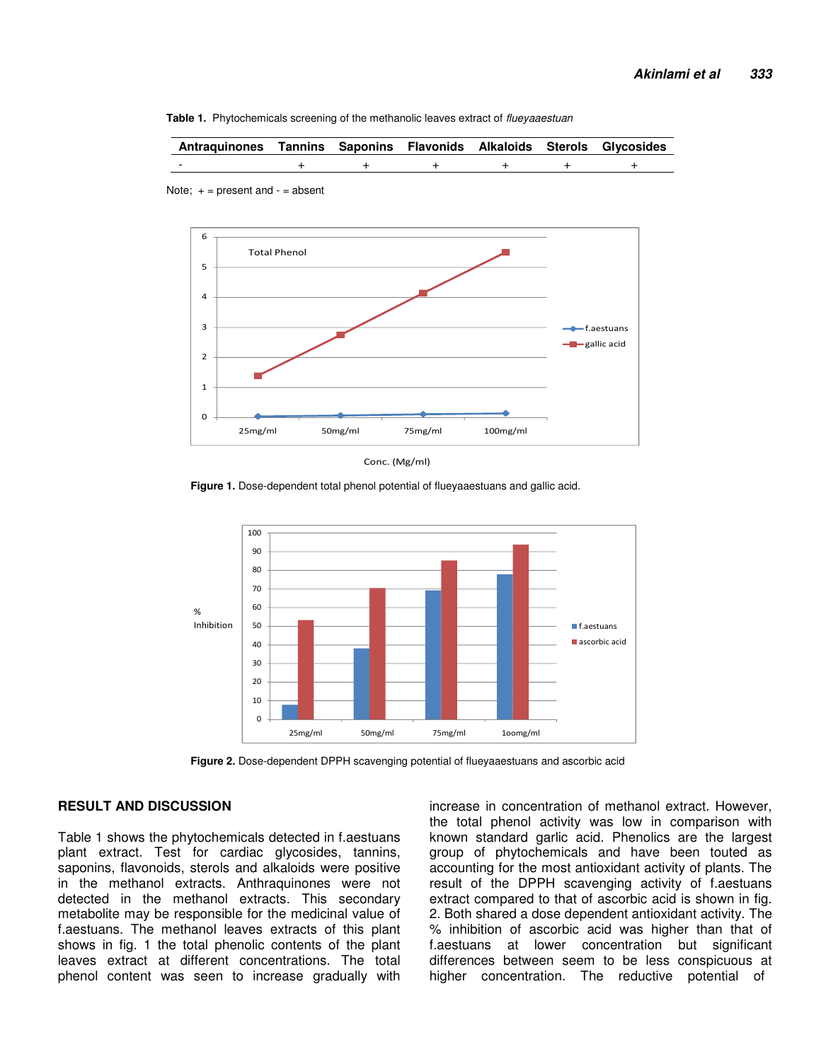**Table 1.** Phytochemicals screening of the methanolic leaves extract of *flueyaaestuan*

| Antraquinones | Tannins | Saponins | Flavonids | Alkaloids | Sterols | Glycosides |
|---|---|---|---|---|---|---|
| - | + | + | + | + | + | + |

Note; + = present and - = absent

**Figure 1.** Dose-dependent total phenol potential of flueyaaestuans and gallic acid.

**Figure 2.** Dose-dependent DPPH scavenging potential of flueyaaestuans and ascorbic acid

## RESULT AND DISCUSSION

Table 1 shows the phytochemicals detected in f.aestuans plant extract. Test for cardiac glycosides, tannins, saponins, flavonoids, sterols and alkaloids were positive in the methanol extracts. Anthraquinones were not detected in the methanol extracts. This secondary metabolite may be responsible for the medicinal value of f.aestuans. The methanol leaves extracts of this plant shows in fig. 1 the total phenolic contents of the plant leaves extract at different concentrations. The total phenol content was seen to increase gradually with increase in concentration of methanol extract. However, the total phenol activity was low in comparison with known standard garlic acid. Phenolics are the largest group of phytochemicals and have been touted as accounting for the most antioxidant activity of plants. The result of the DPPH scavenging activity of f.aestuans extract compared to that of ascorbic acid is shown in fig. 2. Both shared a dose dependent antioxidant activity. The % inhibition of ascorbic acid was higher than that of f.aestuans at lower concentration but significant differences between seem to be less conspicuous at higher concentration. The reductive potential of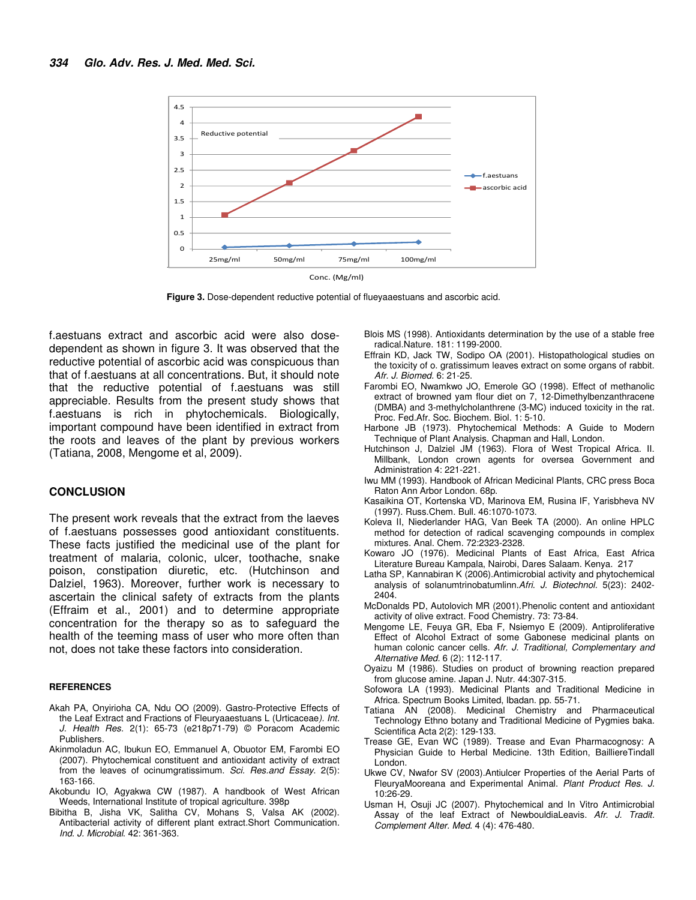4.5
4
3.5
3
2.5
2
1.5
1
0.5
0

Reductive potential

f.aestuans
ascorbic acid

25mg/ml
50mg/ml
75mg/ml
100mg/ml

Conc. (Mg/ml)

**Figure 3.** Dose-dependent reductive potential of flueyaaestuans and ascorbic acid.

f.aestuans extract and ascorbic acid were also dose-dependent as shown in figure 3. It was observed that the reductive potential of ascorbic acid was conspicuous than that of f.aestuans at all concentrations. But, it should note that the reductive potential of f.aestuans was still appreciable. Results from the present study shows that f.aestuans is rich in phytochemicals. Biologically, important compound have been identified in extract from the roots and leaves of the plant by previous workers (Tatiana, 2008, Mengome et al, 2009).

## CONCLUSION

The present work reveals that the extract from the laeves of f.aestuans possesses good antioxidant constituents. These facts justified the medicinal use of the plant for treatment of malaria, colonic, ulcer, toothache, snake poison, constipation diuretic, etc. (Hutchinson and Dalziel, 1963). Moreover, further work is necessary to ascertain the clinical safety of extracts from the plants (Effraim et al., 2001) and to determine appropriate concentration for the therapy so as to safeguard the health of the teeming mass of user who more often than not, does not take these factors into consideration.

### REFERENCES

Akah PA, Onyirioha CA, Ndu OO (2009). Gastro-Protective Effects of the Leaf Extract and Fractions of Fleuryaaestuans L (Urticaceae*). Int. J. Health Res.* 2(1): 65-73 (e218p71-79) © Poracom Academic Publishers.

Akinmoladun AC, Ibukun EO, Emmanuel A, Obuotor EM, Farombi EO (2007). Phytochemical constituent and antioxidant activity of extract from the leaves of ocinumgratissimum. *Sci. Res.and Essay.* 2(5): 163-166.

Akobundu IO, Agyakwa CW (1987). A handbook of West African Weeds, International Institute of tropical agriculture. 398p

Bibitha B, Jisha VK, Salitha CV, Mohans S, Valsa AK (2002). Antibacterial activity of different plant extract.Short Communication. *Ind. J. Microbial.* 42: 361-363.

Blois MS (1998). Antioxidants determination by the use of a stable free radical.Nature. 181: 1199-2000.

Effrain KD, Jack TW, Sodipo OA (2001). Histopathological studies on the toxicity of o. gratissimum leaves extract on some organs of rabbit. *Afr. J. Biomed.* 6: 21-25.

Farombi EO, Nwamkwo JO, Emerole GO (1998). Effect of methanolic extract of browned yam flour diet on 7, 12-Dimethylbenzanthracene (DMBA) and 3-methylcholanthrene (3-MC) induced toxicity in the rat. Proc. Fed.Afr. Soc. Biochem. Biol. 1: 5-10.

Harbone JB (1973). Phytochemical Methods: A Guide to Modern Technique of Plant Analysis. Chapman and Hall, London.

Hutchinson J, Dalziel JM (1963). Flora of West Tropical Africa. II. Millbank, London crown agents for oversea Government and Administration 4: 221-221.

Iwu MM (1993). Handbook of African Medicinal Plants, CRC press Boca Raton Ann Arbor London. 68p.

Kasaikina OT, Kortenska VD, Marinova EM, Rusina IF, Yarisbheva NV (1997). Russ.Chem. Bull. 46:1070-1073.

Koleva II, Niederlander HAG, Van Beek TA (2000). An online HPLC method for detection of radical scavenging compounds in complex mixtures. Anal. Chem. 72:2323-2328.

Kowaro JO (1976). Medicinal Plants of East Africa, East Africa Literature Bureau Kampala, Nairobi, Dares Salaam. Kenya. 217

Latha SP, Kannabiran K (2006).Antimicrobial activity and phytochemical analysis of solanumtrinobatumlinn.*Afri. J. Biotechnol.* 5(23): 2402-2404.

McDonalds PD, Autolovich MR (2001).Phenolic content and antioxidant activity of olive extract. Food Chemistry. 73: 73-84.

Mengome LE, Feuya GR, Eba F, Nsiemyo E (2009). Antiproliferative Effect of Alcohol Extract of some Gabonese medicinal plants on human colonic cancer cells. *Afr. J. Traditional, Complementary and Alternative Med.* 6 (2): 112-117.

Oyaizu M (1986). Studies on product of browning reaction prepared from glucose amine. Japan J. Nutr. 44:307-315.

Sofowora LA (1993). Medicinal Plants and Traditional Medicine in Africa. Spectrum Books Limited, Ibadan. pp. 55-71.

Tatiana AN (2008). Medicinal Chemistry and Pharmaceutical Technology Ethno botany and Traditional Medicine of Pygmies baka. Scientifica Acta 2(2): 129-133.

Trease GE, Evan WC (1989). Trease and Evan Pharmacognosy: A Physician Guide to Herbal Medicine. 13th Edition, BailliereTindall London.

Ukwe CV, Nwafor SV (2003).Antiulcer Properties of the Aerial Parts of FleuryaMooreana and Experimental Animal. *Plant Product Res. J.* 10:26-29.

Usman H, Osuji JC (2007). Phytochemical and In Vitro Antimicrobial Assay of the leaf Extract of NewbouldiaLeavis. *Afr. J. Tradit. Complement Alter. Med.* 4 (4): 476-480.